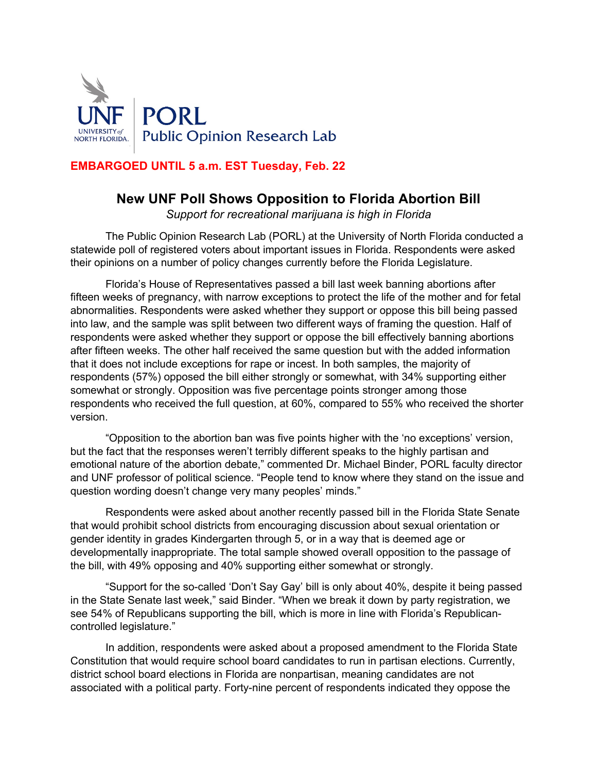UNF UNIVERSITY of NORTH FLORIDA | PORL Public Opinion Research Lab

**EMBARGOED UNTIL 5 a.m. EST Tuesday, Feb. 22**

## New UNF Poll Shows Opposition to Florida Abortion Bill

*Support for recreational marijuana is high in Florida*

The Public Opinion Research Lab (PORL) at the University of North Florida conducted a statewide poll of registered voters about important issues in Florida. Respondents were asked their opinions on a number of policy changes currently before the Florida Legislature.

Florida's House of Representatives passed a bill last week banning abortions after fifteen weeks of pregnancy, with narrow exceptions to protect the life of the mother and for fetal abnormalities. Respondents were asked whether they support or oppose this bill being passed into law, and the sample was split between two different ways of framing the question. Half of respondents were asked whether they support or oppose the bill effectively banning abortions after fifteen weeks. The other half received the same question but with the added information that it does not include exceptions for rape or incest. In both samples, the majority of respondents (57%) opposed the bill either strongly or somewhat, with 34% supporting either somewhat or strongly. Opposition was five percentage points stronger among those respondents who received the full question, at 60%, compared to 55% who received the shorter version.

"Opposition to the abortion ban was five points higher with the 'no exceptions' version, but the fact that the responses weren't terribly different speaks to the highly partisan and emotional nature of the abortion debate," commented Dr. Michael Binder, PORL faculty director and UNF professor of political science. "People tend to know where they stand on the issue and question wording doesn't change very many peoples' minds."

Respondents were asked about another recently passed bill in the Florida State Senate that would prohibit school districts from encouraging discussion about sexual orientation or gender identity in grades Kindergarten through 5, or in a way that is deemed age or developmentally inappropriate. The total sample showed overall opposition to the passage of the bill, with 49% opposing and 40% supporting either somewhat or strongly.

"Support for the so-called 'Don't Say Gay' bill is only about 40%, despite it being passed in the State Senate last week," said Binder. "When we break it down by party registration, we see 54% of Republicans supporting the bill, which is more in line with Florida's Republican-controlled legislature."

In addition, respondents were asked about a proposed amendment to the Florida State Constitution that would require school board candidates to run in partisan elections. Currently, district school board elections in Florida are nonpartisan, meaning candidates are not associated with a political party. Forty-nine percent of respondents indicated they oppose the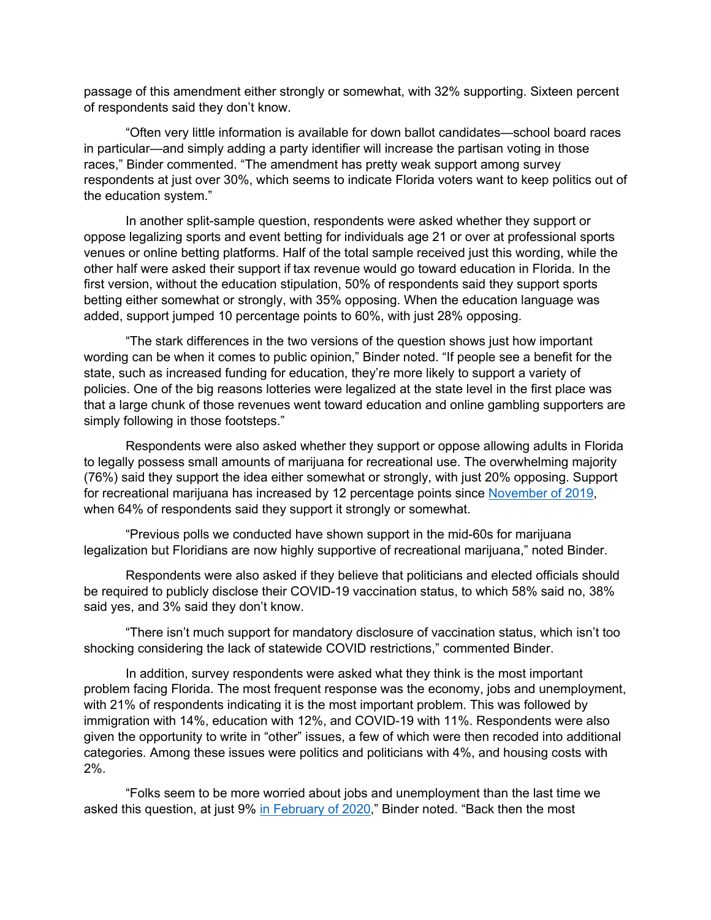passage of this amendment either strongly or somewhat, with 32% supporting. Sixteen percent of respondents said they don't know.

"Often very little information is available for down ballot candidates—school board races in particular—and simply adding a party identifier will increase the partisan voting in those races," Binder commented. "The amendment has pretty weak support among survey respondents at just over 30%, which seems to indicate Florida voters want to keep politics out of the education system."

In another split-sample question, respondents were asked whether they support or oppose legalizing sports and event betting for individuals age 21 or over at professional sports venues or online betting platforms. Half of the total sample received just this wording, while the other half were asked their support if tax revenue would go toward education in Florida. In the first version, without the education stipulation, 50% of respondents said they support sports betting either somewhat or strongly, with 35% opposing. When the education language was added, support jumped 10 percentage points to 60%, with just 28% opposing.

"The stark differences in the two versions of the question shows just how important wording can be when it comes to public opinion," Binder noted. "If people see a benefit for the state, such as increased funding for education, they're more likely to support a variety of policies. One of the big reasons lotteries were legalized at the state level in the first place was that a large chunk of those revenues went toward education and online gambling supporters are simply following in those footsteps."

Respondents were also asked whether they support or oppose allowing adults in Florida to legally possess small amounts of marijuana for recreational use. The overwhelming majority (76%) said they support the idea either somewhat or strongly, with just 20% opposing. Support for recreational marijuana has increased by 12 percentage points since November of 2019, when 64% of respondents said they support it strongly or somewhat.

"Previous polls we conducted have shown support in the mid-60s for marijuana legalization but Floridians are now highly supportive of recreational marijuana," noted Binder.

Respondents were also asked if they believe that politicians and elected officials should be required to publicly disclose their COVID-19 vaccination status, to which 58% said no, 38% said yes, and 3% said they don't know.

"There isn't much support for mandatory disclosure of vaccination status, which isn't too shocking considering the lack of statewide COVID restrictions," commented Binder.

In addition, survey respondents were asked what they think is the most important problem facing Florida. The most frequent response was the economy, jobs and unemployment, with 21% of respondents indicating it is the most important problem. This was followed by immigration with 14%, education with 12%, and COVID-19 with 11%. Respondents were also given the opportunity to write in "other" issues, a few of which were then recoded into additional categories. Among these issues were politics and politicians with 4%, and housing costs with 2%.

"Folks seem to be more worried about jobs and unemployment than the last time we asked this question, at just 9% in February of 2020," Binder noted. "Back then the most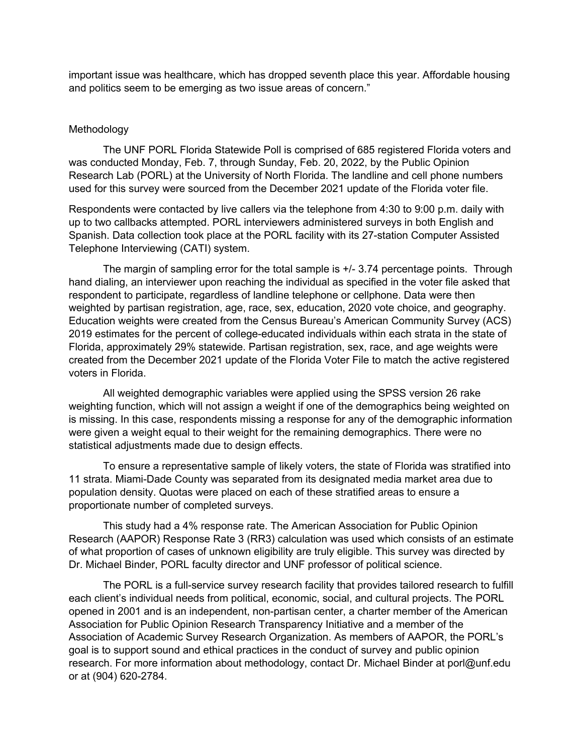important issue was healthcare, which has dropped seventh place this year. Affordable housing and politics seem to be emerging as two issue areas of concern."

## Methodology

The UNF PORL Florida Statewide Poll is comprised of 685 registered Florida voters and was conducted Monday, Feb. 7, through Sunday, Feb. 20, 2022, by the Public Opinion Research Lab (PORL) at the University of North Florida. The landline and cell phone numbers used for this survey were sourced from the December 2021 update of the Florida voter file.

Respondents were contacted by live callers via the telephone from 4:30 to 9:00 p.m. daily with up to two callbacks attempted. PORL interviewers administered surveys in both English and Spanish. Data collection took place at the PORL facility with its 27-station Computer Assisted Telephone Interviewing (CATI) system.

The margin of sampling error for the total sample is +/- 3.74 percentage points. Through hand dialing, an interviewer upon reaching the individual as specified in the voter file asked that respondent to participate, regardless of landline telephone or cellphone. Data were then weighted by partisan registration, age, race, sex, education, 2020 vote choice, and geography. Education weights were created from the Census Bureau's American Community Survey (ACS) 2019 estimates for the percent of college-educated individuals within each strata in the state of Florida, approximately 29% statewide. Partisan registration, sex, race, and age weights were created from the December 2021 update of the Florida Voter File to match the active registered voters in Florida.

All weighted demographic variables were applied using the SPSS version 26 rake weighting function, which will not assign a weight if one of the demographics being weighted on is missing. In this case, respondents missing a response for any of the demographic information were given a weight equal to their weight for the remaining demographics. There were no statistical adjustments made due to design effects.

To ensure a representative sample of likely voters, the state of Florida was stratified into 11 strata. Miami-Dade County was separated from its designated media market area due to population density. Quotas were placed on each of these stratified areas to ensure a proportionate number of completed surveys.

This study had a 4% response rate. The American Association for Public Opinion Research (AAPOR) Response Rate 3 (RR3) calculation was used which consists of an estimate of what proportion of cases of unknown eligibility are truly eligible. This survey was directed by Dr. Michael Binder, PORL faculty director and UNF professor of political science.

The PORL is a full-service survey research facility that provides tailored research to fulfill each client's individual needs from political, economic, social, and cultural projects. The PORL opened in 2001 and is an independent, non-partisan center, a charter member of the American Association for Public Opinion Research Transparency Initiative and a member of the Association of Academic Survey Research Organization. As members of AAPOR, the PORL's goal is to support sound and ethical practices in the conduct of survey and public opinion research. For more information about methodology, contact Dr. Michael Binder at porl@unf.edu or at (904) 620-2784.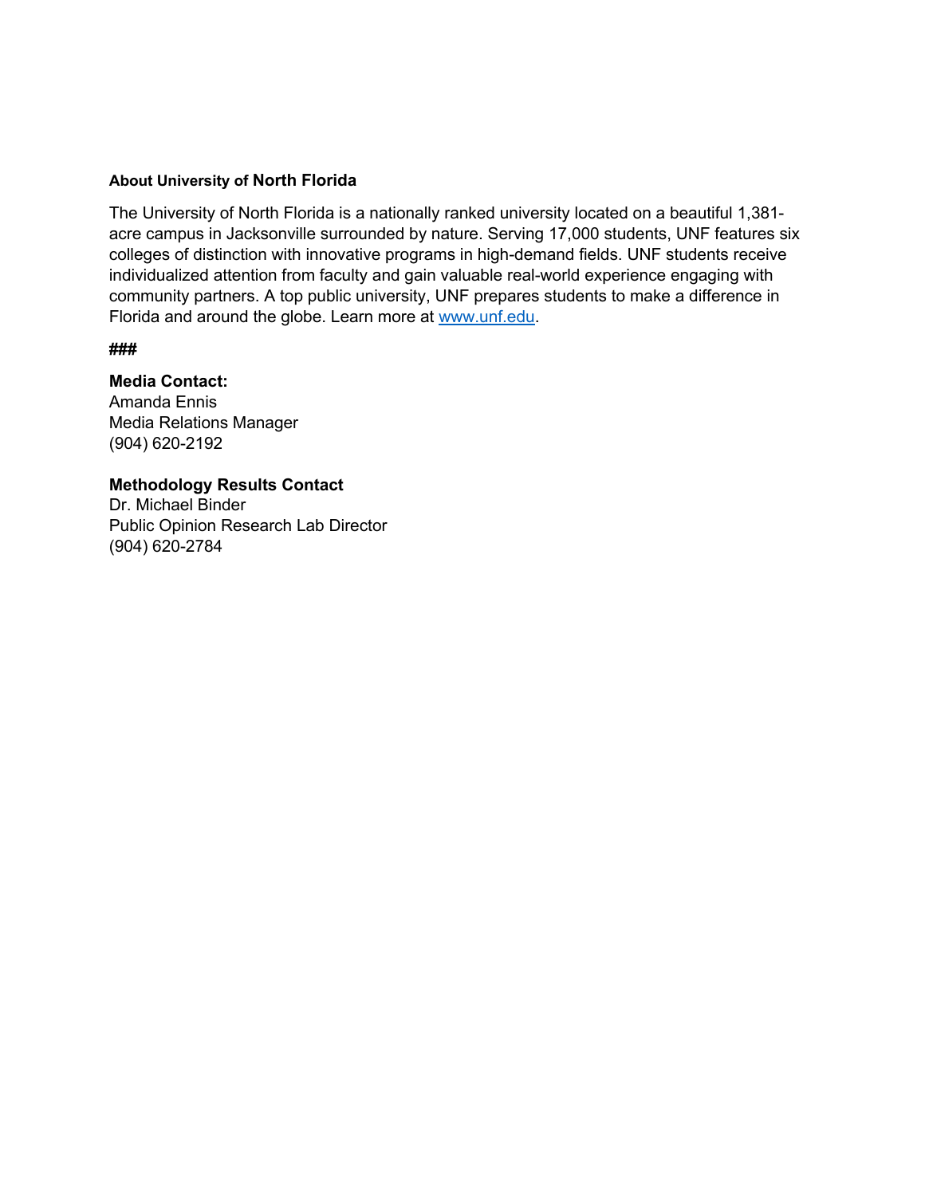**About University of North Florida**

The University of North Florida is a nationally ranked university located on a beautiful 1,381-acre campus in Jacksonville surrounded by nature. Serving 17,000 students, UNF features six colleges of distinction with innovative programs in high-demand fields. UNF students receive individualized attention from faculty and gain valuable real-world experience engaging with community partners. A top public university, UNF prepares students to make a difference in Florida and around the globe. Learn more at [www.unf.edu](http://www.unf.edu).

**###**

**Media Contact:**
Amanda Ennis
Media Relations Manager
(904) 620-2192

**Methodology Results Contact**
Dr. Michael Binder
Public Opinion Research Lab Director
(904) 620-2784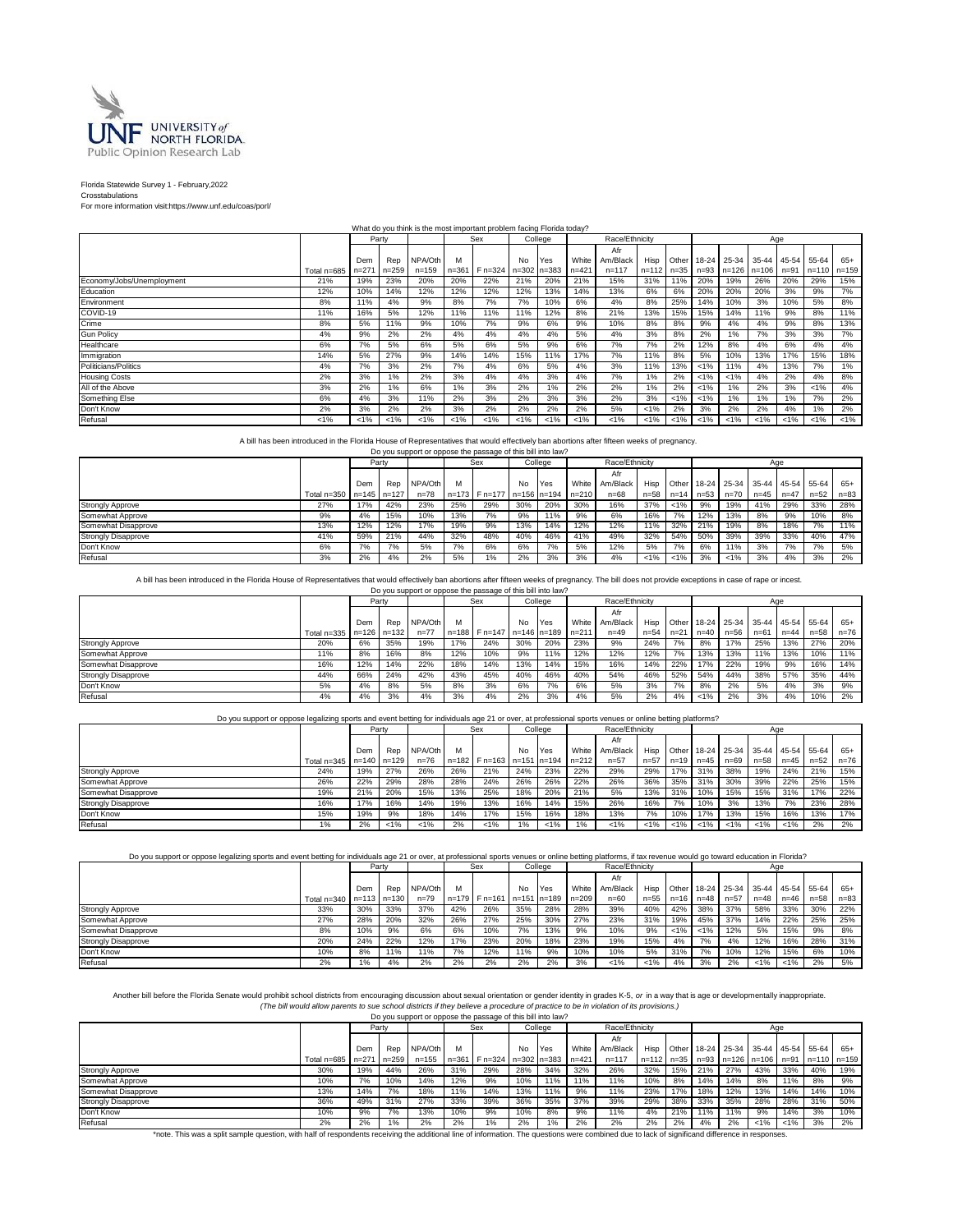UNF UNIVERSITY of NORTH FLORIDA. Public Opinion Research Lab

Florida Statewide Survey 1 - February,2022
Crosstabulations
For more information visit:https://www.unf.edu/coas/porl/

What do you think is the most important problem facing Florida today?

| | | Party | | | Sex | | College | | Race/Ethnicity | | | | Age | | | | | |
|---|---|---|---|---|---|---|---|---|---|---|---|---|---|---|---|---|---|---|
| | Total n=685 | Dem n=271 | Rep n=259 | NPA/Oth n=159 | M n=361 | F n=324 | No n=302 | Yes n=383 | White n=421 | Afr Am/Black n=117 | Hisp n=112 | Other n=35 | 18-24 n=93 | 25-34 n=126 | 35-44 n=106 | 45-54 n=91 | 55-64 n=110 | 65+ n=159 |
| Economy/Jobs/Unemployment | 21% | 19% | 23% | 20% | 20% | 22% | 21% | 20% | 21% | 15% | 31% | 11% | 20% | 19% | 26% | 20% | 29% | 15% |
| Education | 12% | 10% | 14% | 12% | 12% | 12% | 12% | 13% | 14% | 13% | 6% | 6% | 20% | 20% | 20% | 3% | 9% | 7% |
| Environment | 8% | 11% | 4% | 9% | 8% | 7% | 7% | 10% | 6% | 4% | 8% | 25% | 14% | 10% | 3% | 10% | 5% | 8% |
| COVID-19 | 11% | 16% | 5% | 12% | 11% | 11% | 11% | 12% | 8% | 21% | 13% | 15% | 15% | 14% | 11% | 9% | 8% | 11% |
| Crime | 8% | 5% | 11% | 9% | 10% | 7% | 9% | 6% | 9% | 10% | 8% | 8% | 9% | 4% | 4% | 9% | 8% | 13% |
| Gun Policy | 4% | 9% | 2% | 2% | 4% | 4% | 4% | 4% | 5% | 4% | 3% | 8% | 2% | 1% | 7% | 3% | 3% | 7% |
| Healthcare | 6% | 7% | 5% | 6% | 5% | 6% | 5% | 9% | 6% | 7% | 7% | 2% | 12% | 8% | 4% | 6% | 4% | 4% |
| Immigration | 14% | 5% | 27% | 9% | 14% | 14% | 15% | 11% | 17% | 7% | 11% | 8% | 5% | 10% | 13% | 17% | 15% | 18% |
| Politicians/Politics | 4% | 7% | 3% | 2% | 7% | 4% | 6% | 5% | 4% | 3% | 11% | 13% | <1% | 11% | 4% | 13% | 7% | 1% |
| Housing Costs | 2% | 3% | 1% | 2% | 3% | 4% | 4% | 3% | 4% | 7% | 1% | 2% | <1% | <1% | 4% | 2% | 4% | 8% |
| All of the Above | 3% | 2% | 1% | 6% | 1% | 3% | 2% | 1% | 2% | 2% | 1% | 2% | <1% | 1% | 2% | 3% | <1% | 4% |
| Something Else | 6% | 4% | 3% | 11% | 2% | 3% | 2% | 3% | 3% | 2% | 3% | <1% | <1% | 1% | 1% | 1% | 7% | 2% |
| Don't Know | 2% | 3% | 2% | 2% | 3% | 2% | 2% | 2% | 2% | 5% | <1% | 2% | 3% | 2% | 2% | 4% | 1% | 2% |
| Refusal | <1% | <1% | <1% | <1% | <1% | <1% | <1% | <1% | <1% | <1% | <1% | <1% | <1% | <1% | <1% | <1% | <1% | <1% |

A bill has been introduced in the Florida House of Representatives that would effectively ban abortions after fifteen weeks of pregnancy.
Do you support or oppose the passage of this bill into law?

| | | Party | | | Sex | | College | | Race/Ethnicity | | | | Age | | | | | |
|---|---|---|---|---|---|---|---|---|---|---|---|---|---|---|---|---|---|---|
| | Total n=350 | Dem n=145 | Rep n=127 | NPA/Oth n=78 | M n=173 | F n=177 | No n=156 | Yes n=194 | White n=210 | Afr Am/Black n=68 | Hisp n=58 | Other n=14 | 18-24 n=53 | 25-34 n=70 | 35-44 n=45 | 45-54 n=47 | 55-64 n=52 | 65+ n=83 |
| Strongly Approve | 27% | 17% | 42% | 23% | 25% | 29% | 30% | 20% | 30% | 16% | 37% | <1% | 9% | 19% | 41% | 29% | 33% | 28% |
| Somewhat Approve | 9% | 4% | 15% | 10% | 13% | 7% | 9% | 11% | 9% | 6% | 16% | 7% | 12% | 13% | 8% | 9% | 10% | 8% |
| Somewhat Disapprove | 13% | 12% | 12% | 17% | 19% | 9% | 13% | 14% | 12% | 12% | 11% | 32% | 21% | 19% | 8% | 18% | 7% | 11% |
| Strongly Disapprove | 41% | 59% | 21% | 44% | 32% | 48% | 40% | 46% | 41% | 49% | 32% | 54% | 50% | 39% | 39% | 33% | 40% | 47% |
| Don't Know | 6% | 7% | 7% | 5% | 7% | 6% | 6% | 7% | 5% | 12% | 5% | 7% | 6% | 11% | 3% | 7% | 7% | 5% |
| Refusal | 3% | 2% | 4% | 2% | 5% | 1% | 2% | 3% | 3% | 4% | <1% | <1% | 3% | <1% | 3% | 4% | 3% | 2% |

A bill has been introduced in the Florida House of Representatives that would effectively ban abortions after fifteen weeks of pregnancy. The bill does not provide exceptions in case of rape or incest.
Do you support or oppose the passage of this bill into law?

| | | Party | | | Sex | | College | | Race/Ethnicity | | | | Age | | | | | |
|---|---|---|---|---|---|---|---|---|---|---|---|---|---|---|---|---|---|---|
| | Total n=335 | Dem n=126 | Rep n=132 | NPA/Oth n=77 | M n=188 | F n=147 | No n=146 | Yes n=189 | White n=211 | Afr Am/Black n=49 | Hisp n=54 | Other n=21 | 18-24 n=40 | 25-34 n=56 | 35-44 n=61 | 45-54 n=44 | 55-64 n=58 | 65+ n=76 |
| Strongly Approve | 20% | 6% | 35% | 19% | 17% | 24% | 30% | 20% | 23% | 9% | 24% | 7% | 8% | 17% | 25% | 13% | 27% | 20% |
| Somewhat Approve | 11% | 8% | 16% | 8% | 12% | 10% | 9% | 11% | 12% | 12% | 12% | 7% | 13% | 13% | 11% | 13% | 10% | 11% |
| Somewhat Disapprove | 16% | 12% | 14% | 22% | 18% | 14% | 13% | 14% | 15% | 16% | 14% | 22% | 17% | 22% | 19% | 9% | 16% | 14% |
| Strongly Disapprove | 44% | 66% | 24% | 42% | 43% | 45% | 40% | 46% | 40% | 54% | 46% | 52% | 54% | 44% | 38% | 57% | 35% | 44% |
| Don't Know | 5% | 4% | 8% | 5% | 8% | 3% | 6% | 7% | 6% | 5% | 3% | 7% | 8% | 2% | 5% | 4% | 3% | 9% |
| Refusal | 4% | 4% | 3% | 4% | 3% | 4% | 2% | 3% | 4% | 5% | 2% | 4% | <1% | 2% | 3% | 4% | 10% | 2% |

Do you support or oppose legalizing sports and event betting for individuals age 21 or over, at professional sports venues or online betting platforms?

| | | Party | | | Sex | | College | | Race/Ethnicity | | | | Age | | | | | |
|---|---|---|---|---|---|---|---|---|---|---|---|---|---|---|---|---|---|---|
| | Total n=345 | Dem n=140 | Rep n=129 | NPA/Oth n=76 | M n=182 | F n=163 | No n=151 | Yes n=194 | White n=212 | Afr Am/Black n=57 | Hisp n=57 | Other n=19 | 18-24 n=45 | 25-34 n=69 | 35-44 n=58 | 45-54 n=45 | 55-64 n=52 | 65+ n=76 |
| Strongly Approve | 24% | 19% | 27% | 26% | 26% | 21% | 24% | 23% | 22% | 29% | 29% | 17% | 31% | 38% | 19% | 24% | 21% | 15% |
| Somewhat Approve | 26% | 22% | 29% | 28% | 28% | 24% | 26% | 26% | 22% | 26% | 36% | 35% | 31% | 30% | 39% | 22% | 25% | 15% |
| Somewhat Disapprove | 19% | 21% | 20% | 15% | 13% | 25% | 18% | 20% | 21% | 5% | 13% | 31% | 10% | 15% | 15% | 31% | 17% | 22% |
| Strongly Disapprove | 16% | 17% | 16% | 14% | 19% | 13% | 16% | 14% | 15% | 26% | 16% | 7% | 10% | 3% | 13% | 7% | 23% | 28% |
| Don't Know | 15% | 19% | 9% | 18% | 14% | 17% | 15% | 16% | 18% | 13% | 7% | 10% | 17% | 13% | 15% | 16% | 13% | 17% |
| Refusal | 1% | 2% | <1% | <1% | 2% | <1% | 1% | <1% | 1% | <1% | <1% | <1% | <1% | <1% | <1% | <1% | 2% | 2% |

Do you support or oppose legalizing sports and event betting for individuals age 21 or over, at professional sports venues or online betting platforms, if tax revenue would go toward education in Florida?

| | | Party | | | Sex | | College | | Race/Ethnicity | | | | Age | | | | | |
|---|---|---|---|---|---|---|---|---|---|---|---|---|---|---|---|---|---|---|
| | Total n=340 | Dem n=113 | Rep n=130 | NPA/Oth n=79 | M n=179 | F n=161 | No n=151 | Yes n=189 | White n=209 | Afr Am/Black n=60 | Hisp n=55 | Other n=16 | 18-24 n=48 | 25-34 n=57 | 35-44 n=48 | 45-54 n=46 | 55-64 n=52 | 65+ n=83 |
| Strongly Approve | 33% | 30% | 33% | 37% | 42% | 26% | 35% | 28% | 28% | 39% | 40% | 42% | 38% | 37% | 58% | 33% | 30% | 22% |
| Somewhat Approve | 27% | 28% | 20% | 32% | 26% | 27% | 25% | 30% | 27% | 23% | 31% | 19% | 45% | 37% | 14% | 22% | 25% | 25% |
| Somewhat Disapprove | 8% | 10% | 9% | 6% | 6% | 10% | 7% | 13% | 9% | 10% | 9% | <1% | <1% | 12% | 5% | 15% | 9% | 8% |
| Strongly Disapprove | 20% | 24% | 22% | 12% | 17% | 23% | 20% | 18% | 23% | 19% | 15% | 4% | 7% | 4% | 12% | 16% | 28% | 31% |
| Don't Know | 10% | 8% | 11% | 11% | 7% | 12% | 11% | 9% | 10% | 10% | 5% | 31% | 7% | 10% | 12% | 15% | 6% | 10% |
| Refusal | 2% | 1% | 4% | 2% | 2% | 2% | 2% | 2% | 3% | <1% | <1% | 4% | 3% | 2% | <1% | <1% | 2% | 5% |

Another bill before the Florida Senate would prohibit school districts from encouraging discussion about sexual orientation or gender identity in grades K-5, *or* in a way that is age or developmentally inappropriate.
*(The bill would allow parents to sue school districts if they believe a procedure of practice to be in violation of its provisions.)*
Do you support or oppose the passage of this bill into law?

| | | Party | | | Sex | | College | | Race/Ethnicity | | | | Age | | | | | |
|---|---|---|---|---|---|---|---|---|---|---|---|---|---|---|---|---|---|---|
| | Total n=685 | Dem n=271 | Rep n=259 | NPA/Oth n=155 | M n=361 | F n=324 | No n=302 | Yes n=383 | White n=421 | Afr Am/Black n=117 | Hisp n=112 | Other n=35 | 18-24 n=93 | 25-34 n=126 | 35-44 n=106 | 45-54 n=91 | 55-64 n=110 | 65+ n=159 |
| Strongly Approve | 30% | 19% | 44% | 26% | 31% | 29% | 28% | 34% | 32% | 26% | 32% | 15% | 21% | 27% | 43% | 33% | 40% | 19% |
| Somewhat Approve | 10% | 7% | 10% | 14% | 12% | 9% | 10% | 11% | 10% | 11% | 10% | 8% | 14% | 14% | 8% | 11% | 8% | 9% |
| Somewhat Disapprove | 13% | 14% | 7% | 18% | 11% | 14% | 13% | 11% | 9% | 11% | 23% | 17% | 18% | 12% | 13% | 14% | 14% | 10% |
| Strongly Disapprove | 36% | 49% | 31% | 27% | 33% | 39% | 36% | 35% | 37% | 39% | 29% | 38% | 33% | 35% | 28% | 28% | 31% | 50% |
| Don't Know | 10% | 9% | 7% | 13% | 10% | 9% | 10% | 8% | 9% | 11% | 4% | 21% | 11% | 11% | 9% | 14% | 3% | 10% |
| Refusal | 2% | 2% | 1% | 2% | 2% | 1% | 2% | 1% | 2% | 2% | 2% | 2% | 4% | 2% | <1% | <1% | 3% | 2% |

*note. This was a split sample question, with half of respondents receiving the additional line of information. The questions were combined due to lack of significand difference in responses.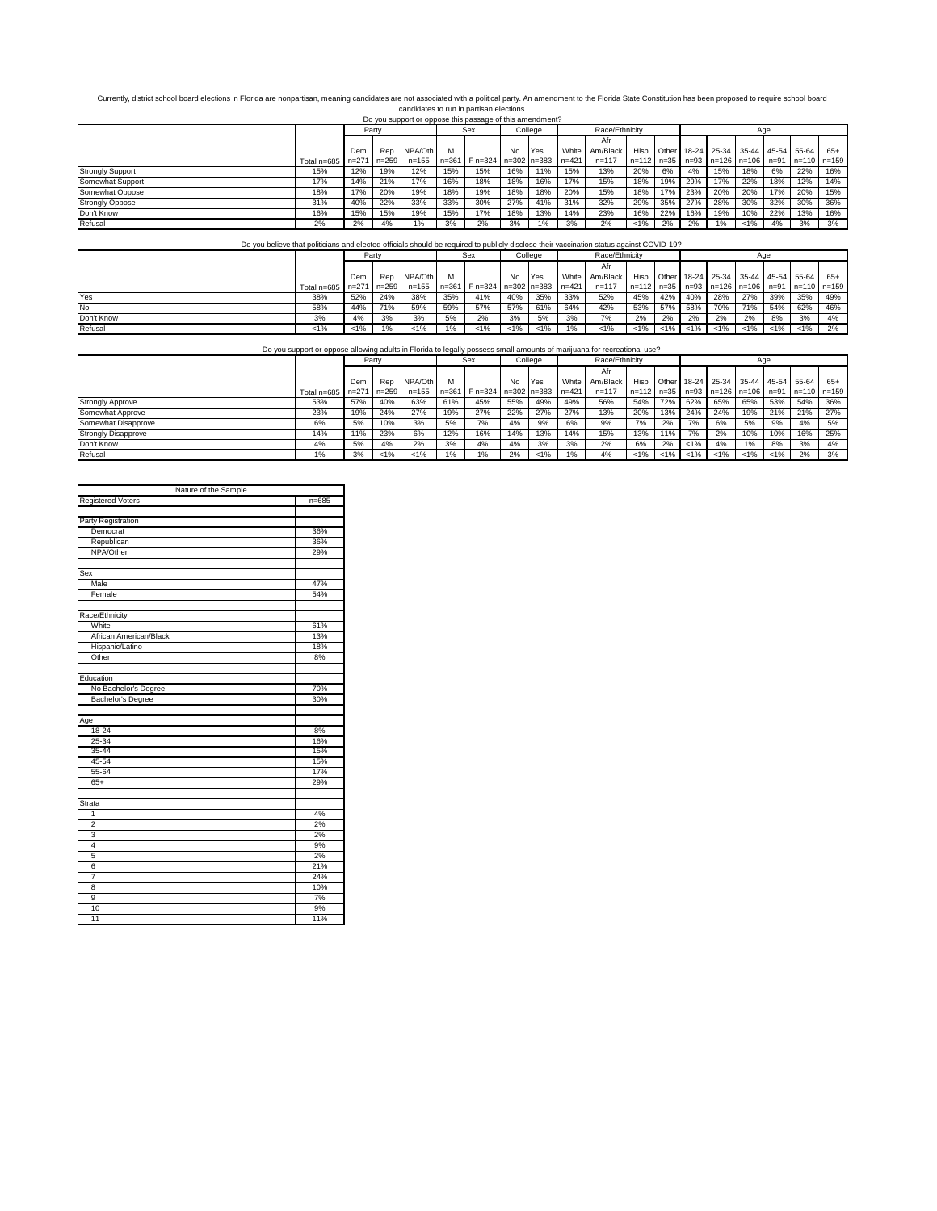Currently, district school board elections in Florida are nonpartisan, meaning candidates are not associated with a political party. An amendment to the Florida State Constitution has been proposed to require school board candidates to run in partisan elections.

Do you support or oppose this passage of this amendment?

| | | Party | | | Sex | | College | | Race/Ethnicity | | | | Age | | | | | |
|---|---|---|---|---|---|---|---|---|---|---|---|---|---|---|---|---|---|---|
| | Total n=685 | Dem n=271 | Rep n=259 | NPA/Oth n=155 | M n=361 | F n=324 | No n=302 | Yes n=383 | White n=421 | Afr Am/Black n=117 | Hisp n=112 | Other n=35 | 18-24 n=93 | 25-34 n=126 | 35-44 n=106 | 45-54 n=91 | 55-64 n=110 | 65+ n=159 |
| Strongly Support | 15% | 12% | 19% | 12% | 15% | 15% | 16% | 11% | 15% | 13% | 20% | 6% | 4% | 15% | 18% | 6% | 22% | 16% |
| Somewhat Support | 17% | 14% | 21% | 17% | 16% | 18% | 18% | 16% | 17% | 15% | 18% | 19% | 29% | 17% | 22% | 18% | 12% | 14% |
| Somewhat Oppose | 18% | 17% | 20% | 19% | 18% | 19% | 18% | 18% | 20% | 15% | 18% | 17% | 23% | 20% | 20% | 17% | 20% | 15% |
| Strongly Oppose | 31% | 40% | 22% | 33% | 33% | 30% | 27% | 41% | 31% | 32% | 29% | 35% | 27% | 28% | 30% | 32% | 30% | 36% |
| Don't Know | 16% | 15% | 15% | 19% | 15% | 17% | 18% | 13% | 14% | 23% | 16% | 22% | 16% | 19% | 10% | 22% | 13% | 16% |
| Refusal | 2% | 2% | 4% | 1% | 3% | 2% | 3% | 1% | 3% | 2% | <1% | 2% | 2% | 1% | <1% | 4% | 3% | 3% |

Do you believe that politicians and elected officials should be required to publicly disclose their vaccination status against COVID-19?

| | | Party | | | Sex | | College | | Race/Ethnicity | | | | Age | | | | | |
|---|---|---|---|---|---|---|---|---|---|---|---|---|---|---|---|---|---|---|
| | Total n=685 | Dem n=271 | Rep n=259 | NPA/Oth n=155 | M n=361 | F n=324 | No n=302 | Yes n=383 | White n=421 | Afr Am/Black n=117 | Hisp n=112 | Other n=35 | 18-24 n=93 | 25-34 n=126 | 35-44 n=106 | 45-54 n=91 | 55-64 n=110 | 65+ n=159 |
| Yes | 38% | 52% | 24% | 38% | 35% | 41% | 40% | 35% | 33% | 52% | 45% | 42% | 40% | 28% | 27% | 39% | 35% | 49% |
| No | 58% | 44% | 71% | 59% | 59% | 57% | 57% | 61% | 64% | 42% | 53% | 57% | 58% | 70% | 71% | 54% | 62% | 46% |
| Don't Know | 3% | 4% | 3% | 3% | 5% | 2% | 3% | 5% | 3% | 7% | 2% | 2% | 2% | 2% | 2% | 8% | 3% | 4% |
| Refusal | <1% | <1% | 1% | <1% | 1% | <1% | <1% | <1% | 1% | <1% | <1% | <1% | <1% | <1% | <1% | <1% | <1% | 2% |

Do you support or oppose allowing adults in Florida to legally possess small amounts of marijuana for recreational use?

| | | Party | | | Sex | | College | | Race/Ethnicity | | | | Age | | | | | |
|---|---|---|---|---|---|---|---|---|---|---|---|---|---|---|---|---|---|---|
| | Total n=685 | Dem n=271 | Rep n=259 | NPA/Oth n=155 | M n=361 | F n=324 | No n=302 | Yes n=383 | White n=421 | Afr Am/Black n=117 | Hisp n=112 | Other n=35 | 18-24 n=93 | 25-34 n=126 | 35-44 n=106 | 45-54 n=91 | 55-64 n=110 | 65+ n=159 |
| Strongly Approve | 53% | 57% | 40% | 63% | 61% | 45% | 55% | 49% | 49% | 56% | 54% | 72% | 62% | 65% | 65% | 53% | 54% | 36% |
| Somewhat Approve | 23% | 19% | 24% | 27% | 19% | 27% | 22% | 27% | 27% | 13% | 20% | 13% | 24% | 24% | 19% | 21% | 21% | 27% |
| Somewhat Disapprove | 6% | 5% | 10% | 3% | 5% | 7% | 4% | 9% | 6% | 9% | 7% | 2% | 7% | 6% | 5% | 9% | 4% | 5% |
| Strongly Disapprove | 14% | 11% | 23% | 6% | 12% | 16% | 14% | 13% | 14% | 15% | 13% | 11% | 7% | 2% | 10% | 10% | 16% | 25% |
| Don't Know | 4% | 5% | 4% | 2% | 3% | 4% | 4% | 3% | 3% | 2% | 6% | 2% | <1% | 4% | 1% | 8% | 3% | 4% |
| Refusal | 1% | 3% | <1% | <1% | 1% | 1% | 2% | <1% | 1% | 4% | <1% | <1% | <1% | <1% | <1% | <1% | 2% | 3% |

| Nature of the Sample | |
|---|---|
| Registered Voters | n=685 |
| | |
| Party Registration | |
| Democrat | 36% |
| Republican | 36% |
| NPA/Other | 29% |
| | |
| Sex | |
| Male | 47% |
| Female | 54% |
| | |
| Race/Ethnicity | |
| White | 61% |
| African American/Black | 13% |
| Hispanic/Latino | 18% |
| Other | 8% |
| | |
| Education | |
| No Bachelor's Degree | 70% |
| Bachelor's Degree | 30% |
| | |
| Age | |
| 18-24 | 8% |
| 25-34 | 16% |
| 35-44 | 15% |
| 45-54 | 15% |
| 55-64 | 17% |
| 65+ | 29% |
| | |
| Strata | |
| 1 | 4% |
| 2 | 2% |
| 3 | 2% |
| 4 | 9% |
| 5 | 2% |
| 6 | 21% |
| 7 | 24% |
| 8 | 10% |
| 9 | 7% |
| 10 | 9% |
| 11 | 11% |